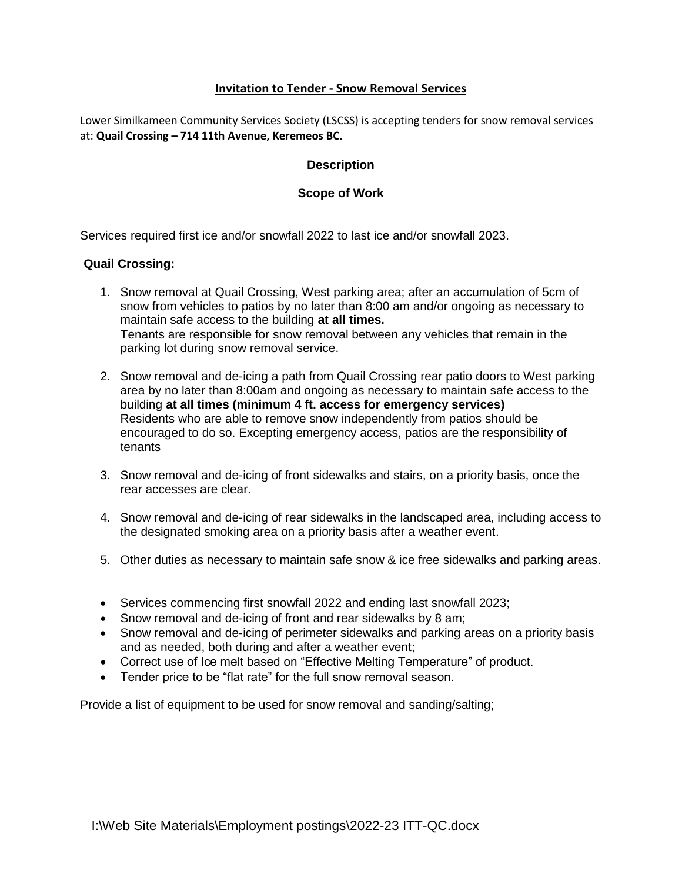# Invitation to Tender - Snow Removal Services

Lower Similkameen Community Services Society (LSCSS) is accepting tenders for snow removal services at: **Quail Crossing – 714 11th Avenue, Keremeos BC.**

## Description

## Scope of Work

Services required first ice and/or snowfall 2022 to last ice and/or snowfall 2023.

**Quail Crossing:**

1. Snow removal at Quail Crossing, West parking area; after an accumulation of 5cm of snow from vehicles to patios by no later than 8:00 am and/or ongoing as necessary to maintain safe access to the building **at all times.**
   Tenants are responsible for snow removal between any vehicles that remain in the parking lot during snow removal service.
2. Snow removal and de-icing a path from Quail Crossing rear patio doors to West parking area by no later than 8:00am and ongoing as necessary to maintain safe access to the building **at all times (minimum 4 ft. access for emergency services)**
   Residents who are able to remove snow independently from patios should be encouraged to do so. Excepting emergency access, patios are the responsibility of tenants
3. Snow removal and de-icing of front sidewalks and stairs, on a priority basis, once the rear accesses are clear.
4. Snow removal and de-icing of rear sidewalks in the landscaped area, including access to the designated smoking area on a priority basis after a weather event.
5. Other duties as necessary to maintain safe snow & ice free sidewalks and parking areas.

- Services commencing first snowfall 2022 and ending last snowfall 2023;
- Snow removal and de-icing of front and rear sidewalks by 8 am;
- Snow removal and de-icing of perimeter sidewalks and parking areas on a priority basis and as needed, both during and after a weather event;
- Correct use of Ice melt based on "Effective Melting Temperature" of product.
- Tender price to be "flat rate" for the full snow removal season.

Provide a list of equipment to be used for snow removal and sanding/salting;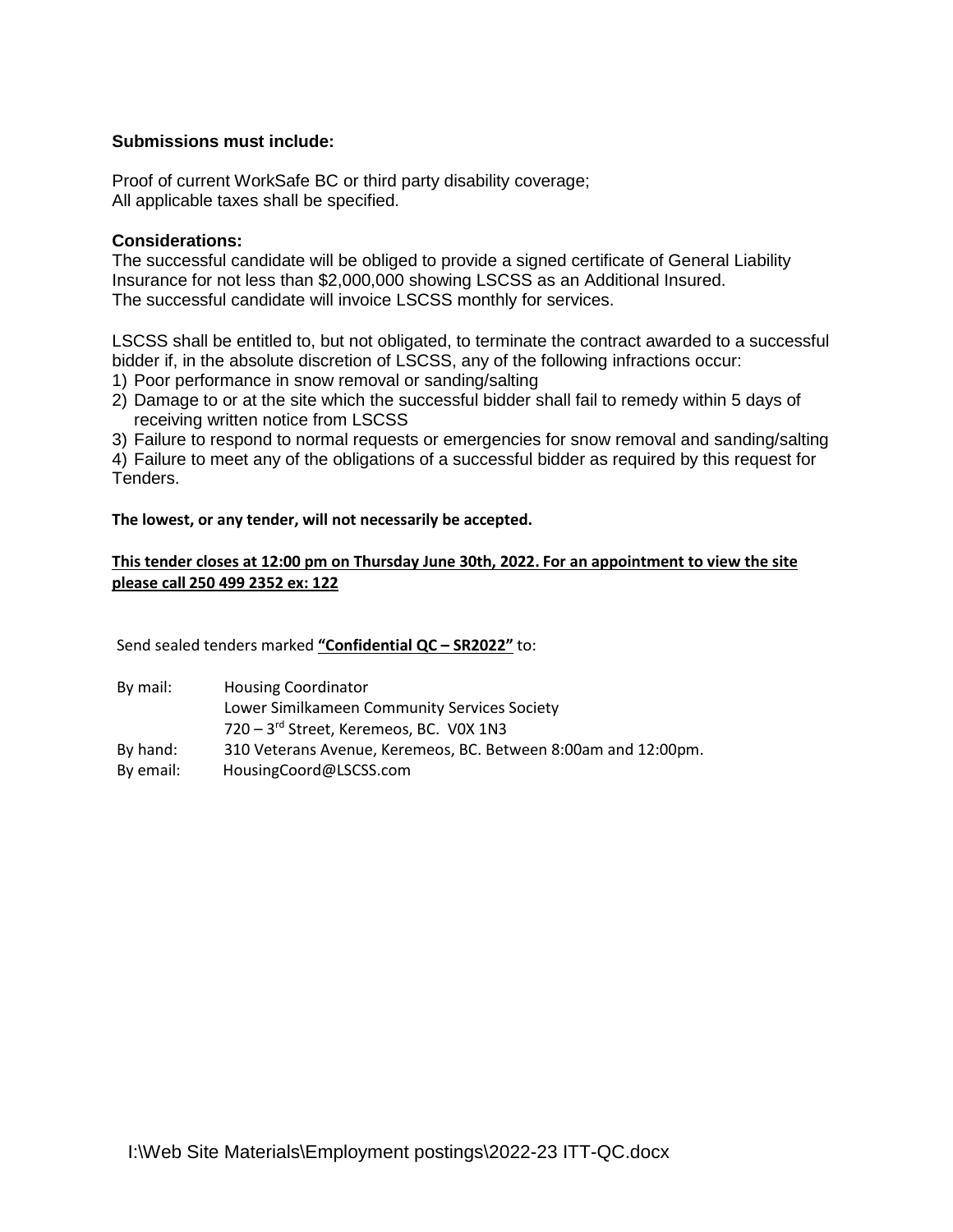**Submissions must include:**

Proof of current WorkSafe BC or third party disability coverage;
All applicable taxes shall be specified.

**Considerations:**
The successful candidate will be obliged to provide a signed certificate of General Liability Insurance for not less than $2,000,000 showing LSCSS as an Additional Insured.
The successful candidate will invoice LSCSS monthly for services.

LSCSS shall be entitled to, but not obligated, to terminate the contract awarded to a successful bidder if, in the absolute discretion of LSCSS, any of the following infractions occur:

1) Poor performance in snow removal or sanding/salting
2) Damage to or at the site which the successful bidder shall fail to remedy within 5 days of receiving written notice from LSCSS
3) Failure to respond to normal requests or emergencies for snow removal and sanding/salting
4) Failure to meet any of the obligations of a successful bidder as required by this request for Tenders.

**The lowest, or any tender, will not necessarily be accepted.**

**This tender closes at 12:00 pm on Thursday June 30th, 2022. For an appointment to view the site please call 250 499 2352 ex: 122**

Send sealed tenders marked **"Confidential QC – SR2022"** to:

By mail: Housing Coordinator
Lower Similkameen Community Services Society
720 – 3rd Street, Keremeos, BC. V0X 1N3
By hand: 310 Veterans Avenue, Keremeos, BC. Between 8:00am and 12:00pm.
By email: HousingCoord@LSCSS.com

I:\Web Site Materials\Employment postings\2022-23 ITT-QC.docx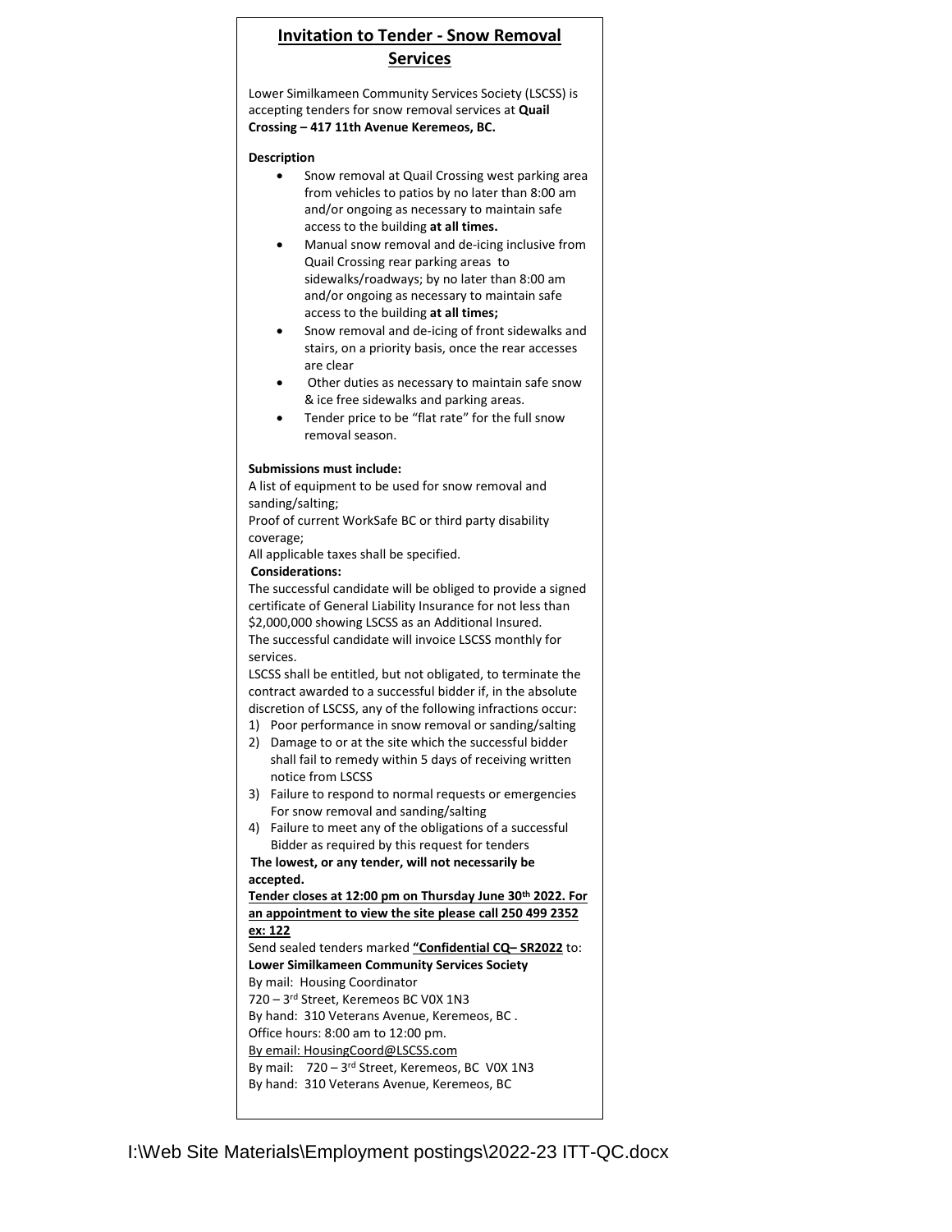# Invitation to Tender - Snow Removal Services

Lower Similkameen Community Services Society (LSCSS) is accepting tenders for snow removal services at **Quail Crossing – 417 11th Avenue Keremeos, BC.**

**Description**

- Snow removal at Quail Crossing west parking area from vehicles to patios by no later than 8:00 am and/or ongoing as necessary to maintain safe access to the building **at all times.**
- Manual snow removal and de-icing inclusive from Quail Crossing rear parking areas to sidewalks/roadways; by no later than 8:00 am and/or ongoing as necessary to maintain safe access to the building **at all times;**
- Snow removal and de-icing of front sidewalks and stairs, on a priority basis, once the rear accesses are clear
- Other duties as necessary to maintain safe snow & ice free sidewalks and parking areas.
- Tender price to be "flat rate" for the full snow removal season.

**Submissions must include:**

A list of equipment to be used for snow removal and sanding/salting;

Proof of current WorkSafe BC or third party disability coverage;

All applicable taxes shall be specified.

**Considerations:**

The successful candidate will be obliged to provide a signed certificate of General Liability Insurance for not less than $2,000,000 showing LSCSS as an Additional Insured.

The successful candidate will invoice LSCSS monthly for services.

LSCSS shall be entitled, but not obligated, to terminate the contract awarded to a successful bidder if, in the absolute discretion of LSCSS, any of the following infractions occur:

1) Poor performance in snow removal or sanding/salting
2) Damage to or at the site which the successful bidder shall fail to remedy within 5 days of receiving written notice from LSCSS
3) Failure to respond to normal requests or emergencies For snow removal and sanding/salting
4) Failure to meet any of the obligations of a successful Bidder as required by this request for tenders

**The lowest, or any tender, will not necessarily be accepted.**

**Tender closes at 12:00 pm on Thursday June 30th 2022. For an appointment to view the site please call 250 499 2352 ex: 122**

Send sealed tenders marked **"Confidential CQ– SR2022** to:

**Lower Similkameen Community Services Society**

By mail: Housing Coordinator

720 – 3rd Street, Keremeos BC V0X 1N3

By hand: 310 Veterans Avenue, Keremeos, BC .

Office hours: 8:00 am to 12:00 pm.

By email: HousingCoord@LSCSS.com

By mail: 720 – 3rd Street, Keremeos, BC V0X 1N3

By hand: 310 Veterans Avenue, Keremeos, BC

I:\Web Site Materials\Employment postings\2022-23 ITT-QC.docx